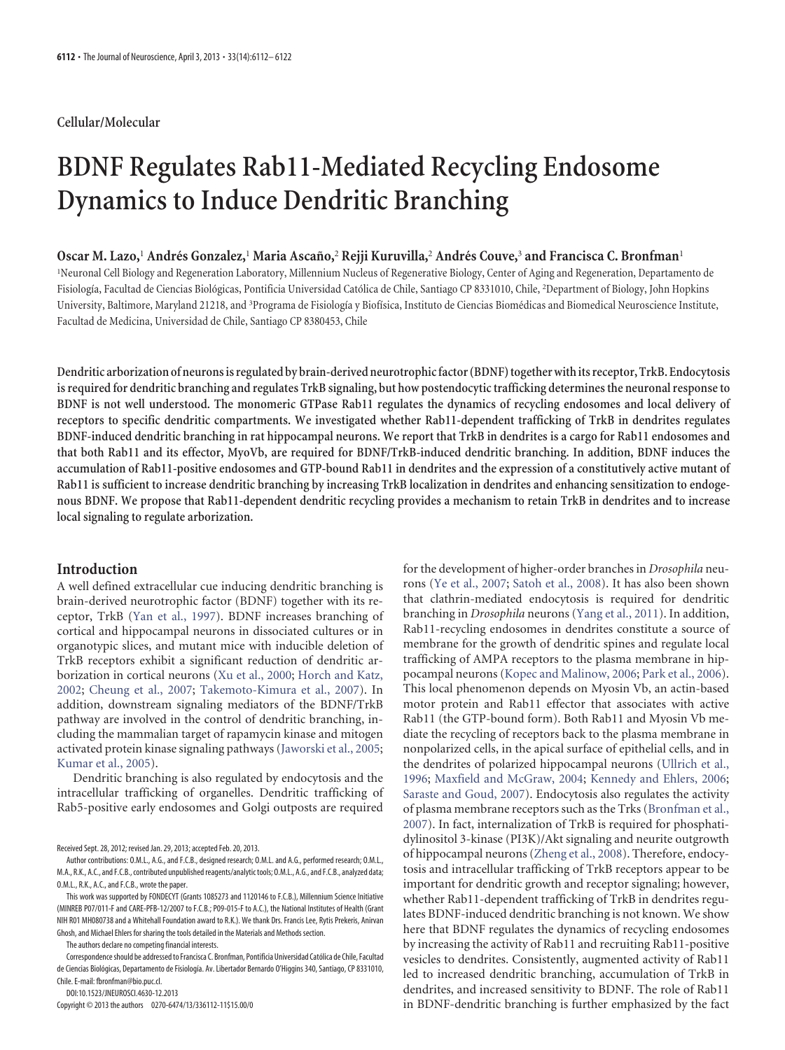Cellular/Molecular

# BDNF Regulates Rab11-Mediated Recycling Endosome Dynamics to Induce Dendritic Branching

**Oscar M. Lazo,[1] Andrés Gonzalez,[1] Maria Ascaño,[2] Rejji Kuruvilla,[2] Andrés Couve,[3] and Francisca C. Bronfman[1]**

[1]Neuronal Cell Biology and Regeneration Laboratory, Millennium Nucleus of Regenerative Biology, Center of Aging and Regeneration, Departamento de Fisiología, Facultad de Ciencias Biológicas, Pontificia Universidad Católica de Chile, Santiago CP 8331010, Chile, [2]Department of Biology, John Hopkins University, Baltimore, Maryland 21218, and [3]Programa de Fisiología y Biofísica, Instituto de Ciencias Biomédicas and Biomedical Neuroscience Institute, Facultad de Medicina, Universidad de Chile, Santiago CP 8380453, Chile

**Dendritic arborization of neurons is regulated by brain-derived neurotrophic factor (BDNF) together with its receptor, TrkB. Endocytosis is required for dendritic branching and regulates TrkB signaling, but how postendocytic trafficking determines the neuronal response to BDNF is not well understood. The monomeric GTPase Rab11 regulates the dynamics of recycling endosomes and local delivery of receptors to specific dendritic compartments. We investigated whether Rab11-dependent trafficking of TrkB in dendrites regulates BDNF-induced dendritic branching in rat hippocampal neurons. We report that TrkB in dendrites is a cargo for Rab11 endosomes and that both Rab11 and its effector, MyoVb, are required for BDNF/TrkB-induced dendritic branching. In addition, BDNF induces the accumulation of Rab11-positive endosomes and GTP-bound Rab11 in dendrites and the expression of a constitutively active mutant of Rab11 is sufficient to increase dendritic branching by increasing TrkB localization in dendrites and enhancing sensitization to endogenous BDNF. We propose that Rab11-dependent dendritic recycling provides a mechanism to retain TrkB in dendrites and to increase local signaling to regulate arborization.**

## Introduction

A well defined extracellular cue inducing dendritic branching is brain-derived neurotrophic factor (BDNF) together with its receptor, TrkB (Yan et al., 1997). BDNF increases branching of cortical and hippocampal neurons in dissociated cultures or in organotypic slices, and mutant mice with inducible deletion of TrkB receptors exhibit a significant reduction of dendritic arborization in cortical neurons (Xu et al., 2000; Horch and Katz, 2002; Cheung et al., 2007; Takemoto-Kimura et al., 2007). In addition, downstream signaling mediators of the BDNF/TrkB pathway are involved in the control of dendritic branching, including the mammalian target of rapamycin kinase and mitogen activated protein kinase signaling pathways (Jaworski et al., 2005; Kumar et al., 2005).

Dendritic branching is also regulated by endocytosis and the intracellular trafficking of organelles. Dendritic trafficking of Rab5-positive early endosomes and Golgi outposts are required for the development of higher-order branches in *Drosophila* neurons (Ye et al., 2007; Satoh et al., 2008). It has also been shown that clathrin-mediated endocytosis is required for dendritic branching in *Drosophila* neurons (Yang et al., 2011). In addition, Rab11-recycling endosomes in dendrites constitute a source of membrane for the growth of dendritic spines and regulate local trafficking of AMPA receptors to the plasma membrane in hippocampal neurons (Kopec and Malinow, 2006; Park et al., 2006). This local phenomenon depends on Myosin Vb, an actin-based motor protein and Rab11 effector that associates with active Rab11 (the GTP-bound form). Both Rab11 and Myosin Vb mediate the recycling of receptors back to the plasma membrane in nonpolarized cells, in the apical surface of epithelial cells, and in the dendrites of polarized hippocampal neurons (Ullrich et al., 1996; Maxfield and McGraw, 2004; Kennedy and Ehlers, 2006; Saraste and Goud, 2007). Endocytosis also regulates the activity of plasma membrane receptors such as the Trks (Bronfman et al., 2007). In fact, internalization of TrkB is required for phosphatidylinositol 3-kinase (PI3K)/Akt signaling and neurite outgrowth of hippocampal neurons (Zheng et al., 2008). Therefore, endocytosis and intracellular trafficking of TrkB receptors appear to be important for dendritic growth and receptor signaling; however, whether Rab11-dependent trafficking of TrkB in dendrites regulates BDNF-induced dendritic branching is not known. We show here that BDNF regulates the dynamics of recycling endosomes by increasing the activity of Rab11 and recruiting Rab11-positive vesicles to dendrites. Consistently, augmented activity of Rab11 led to increased dendritic branching, accumulation of TrkB in dendrites, and increased sensitivity to BDNF. The role of Rab11 in BDNF-dendritic branching is further emphasized by the fact

Received Sept. 28, 2012; revised Jan. 29, 2013; accepted Feb. 20, 2013.

Author contributions: O.M.L., A.G., and F.C.B., designed research; O.M.L. and A.G., performed research; O.M.L., M.A., R.K., A.C., and F.C.B., contributed unpublished reagents/analytic tools; O.M.L., A.G., and F.C.B., analyzed data; O.M.L., R.K., A.C., and F.C.B., wrote the paper.

This work was supported by FONDECYT (Grants 1085273 and 1120146 to F.C.B.), Millennium Science Initiative (MINREB P07/011-F and CARE-PFB-12/2007 to F.C.B.; P09-015-F to A.C.), the National Institutes of Health (Grant NIH R01 MH080738 and a Whitehall Foundation award to R.K.). We thank Drs. Francis Lee, Rytis Prekeris, Anirvan Ghosh, and Michael Ehlers for sharing the tools detailed in the Materials and Methods section.

The authors declare no competing financial interests.

Correspondence should be addressed to Francisca C. Bronfman, Pontificia Universidad Católica de Chile, Facultad de Ciencias Biológicas, Departamento de Fisiología. Av. Libertador Bernardo O'Higgins 340, Santiago, CP 8331010, Chile. E-mail: fbronfman@bio.puc.cl.

DOI:10.1523/JNEUROSCI.4630-12.2013

Copyright © 2013 the authors 0270-6474/13/336112-11$15.00/0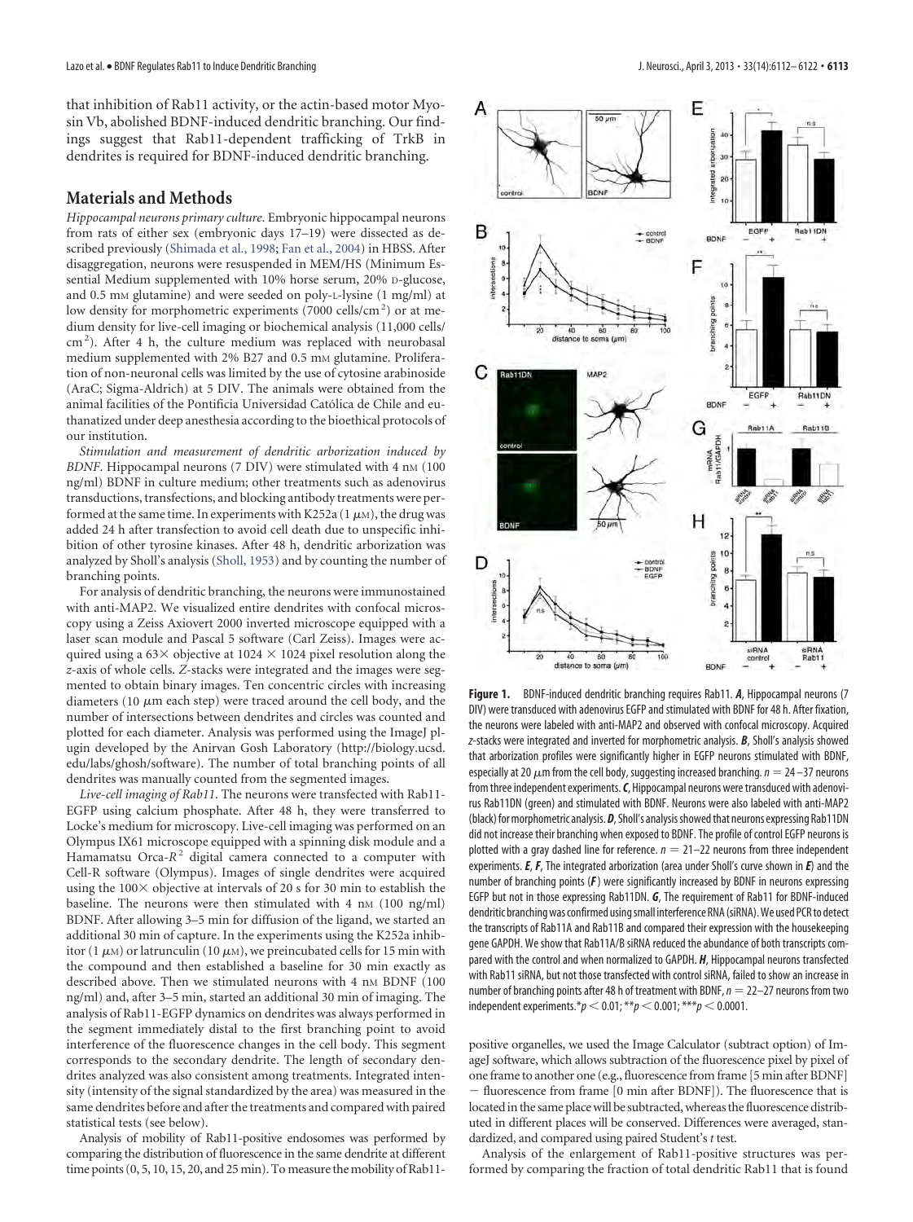that inhibition of Rab11 activity, or the actin-based motor Myosin Vb, abolished BDNF-induced dendritic branching. Our findings suggest that Rab11-dependent trafficking of TrkB in dendrites is required for BDNF-induced dendritic branching.

## Materials and Methods

*Hippocampal neurons primary culture.* Embryonic hippocampal neurons from rats of either sex (embryonic days 17–19) were dissected as described previously (Shimada et al., 1998; Fan et al., 2004) in HBSS. After disaggregation, neurons were resuspended in MEM/HS (Minimum Essential Medium supplemented with 10% horse serum, 20% D-glucose, and 0.5 mM glutamine) and were seeded on poly-L-lysine (1 mg/ml) at low density for morphometric experiments (7000 cells/cm$^2$) or at medium density for live-cell imaging or biochemical analysis (11,000 cells/cm$^2$). After 4 h, the culture medium was replaced with neurobasal medium supplemented with 2% B27 and 0.5 mM glutamine. Proliferation of non-neuronal cells was limited by the use of cytosine arabinoside (AraC; Sigma-Aldrich) at 5 DIV. The animals were obtained from the animal facilities of the Pontificia Universidad Católica de Chile and euthanatized under deep anesthesia according to the bioethical protocols of our institution.

*Stimulation and measurement of dendritic arborization induced by BDNF.* Hippocampal neurons (7 DIV) were stimulated with 4 nM (100 ng/ml) BDNF in culture medium; other treatments such as adenovirus transductions, transfections, and blocking antibody treatments were performed at the same time. In experiments with K252a (1 $\mu$M), the drug was added 24 h after transfection to avoid cell death due to unspecific inhibition of other tyrosine kinases. After 48 h, dendritic arborization was analyzed by Sholl's analysis (Sholl, 1953) and by counting the number of branching points.

For analysis of dendritic branching, the neurons were immunostained with anti-MAP2. We visualized entire dendrites with confocal microscopy using a Zeiss Axiovert 2000 inverted microscope equipped with a laser scan module and Pascal 5 software (Carl Zeiss). Images were acquired using a 63× objective at 1024 × 1024 pixel resolution along the *z*-axis of whole cells. *Z*-stacks were integrated and the images were segmented to obtain binary images. Ten concentric circles with increasing diameters (10 $\mu$m each step) were traced around the cell body, and the number of intersections between dendrites and circles was counted and plotted for each diameter. Analysis was performed using the ImageJ plugin developed by the Anirvan Gosh Laboratory (http://biology.ucsd.edu/labs/ghosh/software). The number of total branching points of all dendrites was manually counted from the segmented images.

*Live-cell imaging of Rab11.* The neurons were transfected with Rab11-EGFP using calcium phosphate. After 48 h, they were transferred to Locke's medium for microscopy. Live-cell imaging was performed on an Olympus IX61 microscope equipped with a spinning disk module and a Hamamatsu Orca-$R^2$ digital camera connected to a computer with Cell-R software (Olympus). Images of single dendrites were acquired using the 100× objective at intervals of 20 s for 30 min to establish the baseline. The neurons were then stimulated with 4 nM (100 ng/ml) BDNF. After allowing 3–5 min for diffusion of the ligand, we started an additional 30 min of capture. In the experiments using the K252a inhibitor (1 $\mu$M) or latrunculin (10 $\mu$M), we preincubated cells for 15 min with the compound and then established a baseline for 30 min exactly as described above. Then we stimulated neurons with 4 nM BDNF (100 ng/ml) and, after 3–5 min, started an additional 30 min of imaging. The analysis of Rab11-EGFP dynamics on dendrites was always performed in the segment immediately distal to the first branching point to avoid interference of the fluorescence changes in the cell body. This segment corresponds to the secondary dendrite. The length of secondary dendrites analyzed was also consistent among treatments. Integrated intensity (intensity of the signal standardized by the area) was measured in the same dendrites before and after the treatments and compared with paired statistical tests (see below).

Analysis of mobility of Rab11-positive endosomes was performed by comparing the distribution of fluorescence in the same dendrite at different time points (0, 5, 10, 15, 20, and 25 min). To measure the mobility of Rab11-positive organelles, we used the Image Calculator (subtract option) of ImageJ software, which allows subtraction of the fluorescence pixel by pixel of one frame to another one (e.g., fluorescence from frame [5 min after BDNF] − fluorescence from frame [0 min after BDNF]). The fluorescence that is located in the same place will be subtracted, whereas the fluorescence distributed in different places will be conserved. Differences were averaged, standardized, and compared using paired Student's *t* test.

Analysis of the enlargement of Rab11-positive structures was performed by comparing the fraction of total dendritic Rab11 that is found

**Figure 1.** BDNF-induced dendritic branching requires Rab11. ***A***, Hippocampal neurons (7 DIV) were transduced with adenovirus EGFP and stimulated with BDNF for 48 h. After fixation, the neurons were labeled with anti-MAP2 and observed with confocal microscopy. Acquired *z*-stacks were integrated and inverted for morphometric analysis. ***B***, Sholl's analysis showed that arborization profiles were significantly higher in EGFP neurons stimulated with BDNF, especially at 20 $\mu$m from the cell body, suggesting increased branching. $n = 24$–$37$ neurons from three independent experiments. ***C***, Hippocampal neurons were transduced with adenovirus Rab11DN (green) and stimulated with BDNF. Neurons were also labeled with anti-MAP2 (black) for morphometric analysis. ***D***, Sholl's analysis showed that neurons expressing Rab11DN did not increase their branching when exposed to BDNF. The profile of control EGFP neurons is plotted with a gray dashed line for reference. $n = 21$–$22$ neurons from three independent experiments. ***E***, ***F***, The integrated arborization (area under Sholl's curve shown in ***E***) and the number of branching points (***F***) were significantly increased by BDNF in neurons expressing EGFP but not in those expressing Rab11DN. ***G***, The requirement of Rab11 for BDNF-induced dendritic branching was confirmed using small interference RNA (siRNA). We used PCR to detect the transcripts of Rab11A and Rab11B and compared their expression with the housekeeping gene GAPDH. We show that Rab11A/B siRNA reduced the abundance of both transcripts compared with the control and when normalized to GAPDH. ***H***, Hippocampal neurons transfected with Rab11 siRNA, but not those transfected with control siRNA, failed to show an increase in number of branching points after 48 h of treatment with BDNF, $n = 22$–$27$ neurons from two independent experiments. *$p < 0.01$; **$p < 0.001$; ***$p < 0.0001$.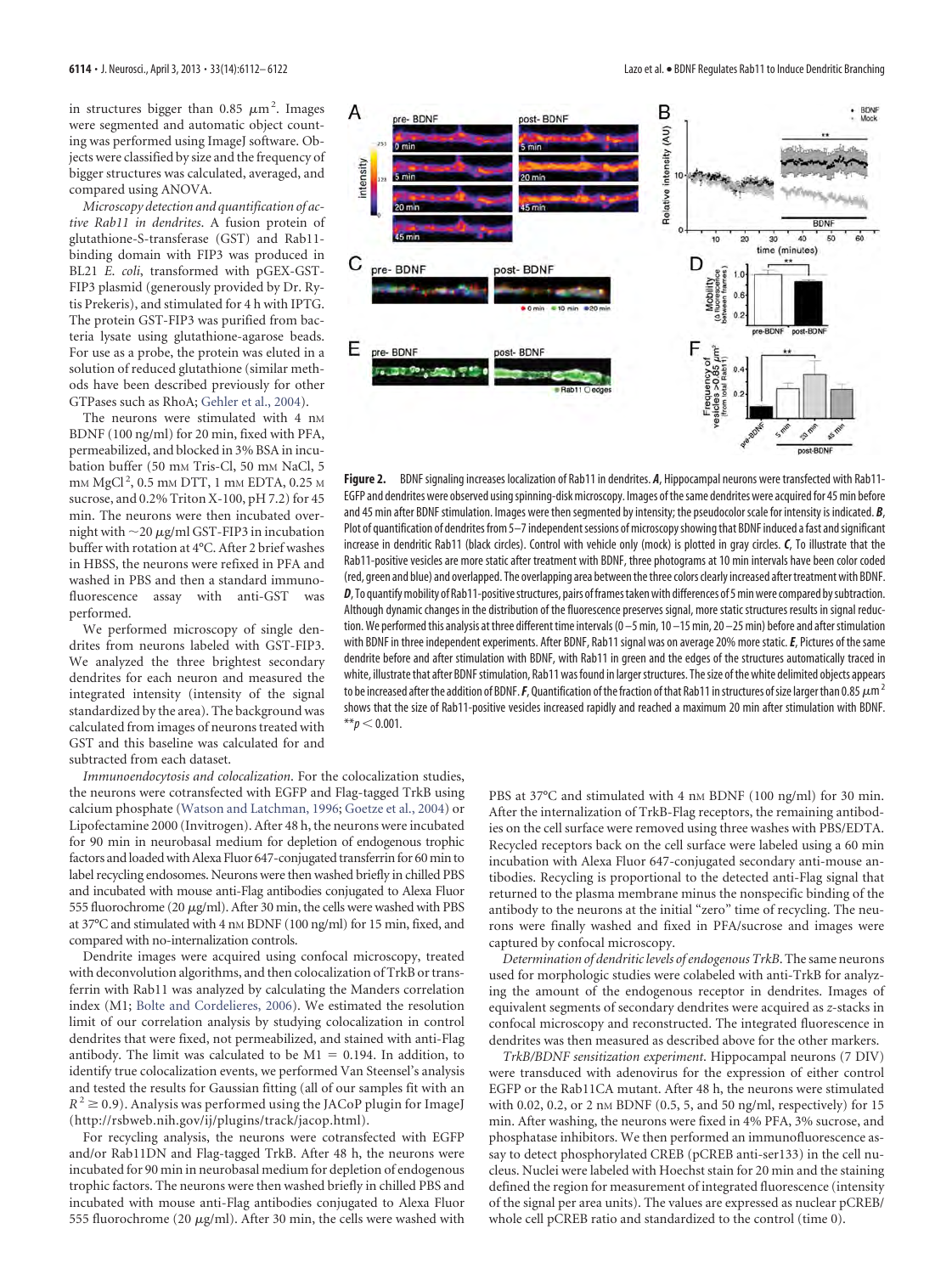in structures bigger than 0.85 $\mu m^2$. Images were segmented and automatic object counting was performed using ImageJ software. Objects were classified by size and the frequency of bigger structures was calculated, averaged, and compared using ANOVA.

*Microscopy detection and quantification of active Rab11 in dendrites.* A fusion protein of glutathione-S-transferase (GST) and Rab11-binding domain with FIP3 was produced in BL21 *E. coli*, transformed with pGEX-GST-FIP3 plasmid (generously provided by Dr. Rytis Prekeris), and stimulated for 4 h with IPTG. The protein GST-FIP3 was purified from bacteria lysate using glutathione-agarose beads. For use as a probe, the protein was eluted in a solution of reduced glutathione (similar methods have been described previously for other GTPases such as RhoA; Gehler et al., 2004).

The neurons were stimulated with 4 nM BDNF (100 ng/ml) for 20 min, fixed with PFA, permeabilized, and blocked in 3% BSA in incubation buffer (50 mM Tris-Cl, 50 mM NaCl, 5 mM $MgCl^2$, 0.5 mM DTT, 1 mM EDTA, 0.25 M sucrose, and 0.2% Triton X-100, pH 7.2) for 45 min. The neurons were then incubated overnight with ~20 $\mu$g/ml GST-FIP3 in incubation buffer with rotation at 4°C. After 2 brief washes in HBSS, the neurons were refixed in PFA and washed in PBS and then a standard immunofluorescence assay with anti-GST was performed.

We performed microscopy of single dendrites from neurons labeled with GST-FIP3. We analyzed the three brightest secondary dendrites for each neuron and measured the integrated intensity (intensity of the signal standardized by the area). The background was calculated from images of neurons treated with GST and this baseline was calculated for and subtracted from each dataset.

**Figure 2.** BDNF signaling increases localization of Rab11 in dendrites. ***A***, Hippocampal neurons were transfected with Rab11-EGFP and dendrites were observed using spinning-disk microscopy. Images of the same dendrites were acquired for 45 min before and 45 min after BDNF stimulation. Images were then segmented by intensity; the pseudocolor scale for intensity is indicated. ***B***, Plot of quantification of dendrites from 5–7 independent sessions of microscopy showing that BDNF induced a fast and significant increase in dendritic Rab11 (black circles). Control with vehicle only (mock) is plotted in gray circles. ***C***, To illustrate that the Rab11-positive vesicles are more static after treatment with BDNF, three photograms at 10 min intervals have been color coded (red, green and blue) and overlapped. The overlapping area between the three colors clearly increased after treatment with BDNF. ***D***, To quantify mobility of Rab11-positive structures, pairs of frames taken with differences of 5 min were compared by subtraction. Although dynamic changes in the distribution of the fluorescence preserves signal, more static structures results in signal reduction. We performed this analysis at three different time intervals (0–5 min, 10–15 min, 20–25 min) before and after stimulation with BDNF in three independent experiments. After BDNF, Rab11 signal was on average 20% more static. ***E***, Pictures of the same dendrite before and after stimulation with BDNF, with Rab11 in green and the edges of the structures automatically traced in white, illustrate that after BDNF stimulation, Rab11 was found in larger structures. The size of the white delimited objects appears to be increased after the addition of BDNF. ***F***, Quantification of the fraction of that Rab11 in structures of size larger than 0.85 $\mu m^2$ shows that the size of Rab11-positive vesicles increased rapidly and reached a maximum 20 min after stimulation with BDNF. $^{**}p < 0.001$.

*Immunoendocytosis and colocalization.* For the colocalization studies, the neurons were cotransfected with EGFP and Flag-tagged TrkB using calcium phosphate (Watson and Latchman, 1996; Goetze et al., 2004) or Lipofectamine 2000 (Invitrogen). After 48 h, the neurons were incubated for 90 min in neurobasal medium for depletion of endogenous trophic factors and loaded with Alexa Fluor 647-conjugated transferrin for 60 min to label recycling endosomes. Neurons were then washed briefly in chilled PBS and incubated with mouse anti-Flag antibodies conjugated to Alexa Fluor 555 fluorochrome (20 $\mu$g/ml). After 30 min, the cells were washed with PBS at 37°C and stimulated with 4 nM BDNF (100 ng/ml) for 15 min, fixed, and compared with no-internalization controls.

Dendrite images were acquired using confocal microscopy, treated with deconvolution algorithms, and then colocalization of TrkB or transferrin with Rab11 was analyzed by calculating the Manders correlation index (M1; Bolte and Cordelieres, 2006). We estimated the resolution limit of our correlation analysis by studying colocalization in control dendrites that were fixed, not permeabilized, and stained with anti-Flag antibody. The limit was calculated to be M1 = 0.194. In addition, to identify true colocalization events, we performed Van Steensel's analysis and tested the results for Gaussian fitting (all of our samples fit with an $R^2 \geq 0.9$). Analysis was performed using the JACoP plugin for ImageJ (http://rsbweb.nih.gov/ij/plugins/track/jacop.html).

For recycling analysis, the neurons were cotransfected with EGFP and/or Rab11DN and Flag-tagged TrkB. After 48 h, the neurons were incubated for 90 min in neurobasal medium for depletion of endogenous trophic factors. The neurons were then washed briefly in chilled PBS and incubated with mouse anti-Flag antibodies conjugated to Alexa Fluor 555 fluorochrome (20 $\mu$g/ml). After 30 min, the cells were washed with PBS at 37°C and stimulated with 4 nM BDNF (100 ng/ml) for 30 min. After the internalization of TrkB-Flag receptors, the remaining antibodies on the cell surface were removed using three washes with PBS/EDTA. Recycled receptors back on the cell surface were labeled using a 60 min incubation with Alexa Fluor 647-conjugated secondary anti-mouse antibodies. Recycling is proportional to the detected anti-Flag signal that returned to the plasma membrane minus the nonspecific binding of the antibody to the neurons at the initial "zero" time of recycling. The neurons were finally washed and fixed in PFA/sucrose and images were captured by confocal microscopy.

*Determination of dendritic levels of endogenous TrkB.* The same neurons used for morphologic studies were colabeled with anti-TrkB for analyzing the amount of the endogenous receptor in dendrites. Images of equivalent segments of secondary dendrites were acquired as *z*-stacks in confocal microscopy and reconstructed. The integrated fluorescence in dendrites was then measured as described above for the other markers.

*TrkB/BDNF sensitization experiment.* Hippocampal neurons (7 DIV) were transduced with adenovirus for the expression of either control EGFP or the Rab11CA mutant. After 48 h, the neurons were stimulated with 0.02, 0.2, or 2 nM BDNF (0.5, 5, and 50 ng/ml, respectively) for 15 min. After washing, the neurons were fixed in 4% PFA, 3% sucrose, and phosphatase inhibitors. We then performed an immunofluorescence assay to detect phosphorylated CREB (pCREB anti-ser133) in the cell nucleus. Nuclei were labeled with Hoechst stain for 20 min and the staining defined the region for measurement of integrated fluorescence (intensity of the signal per area units). The values are expressed as nuclear pCREB/whole cell pCREB ratio and standardized to the control (time 0).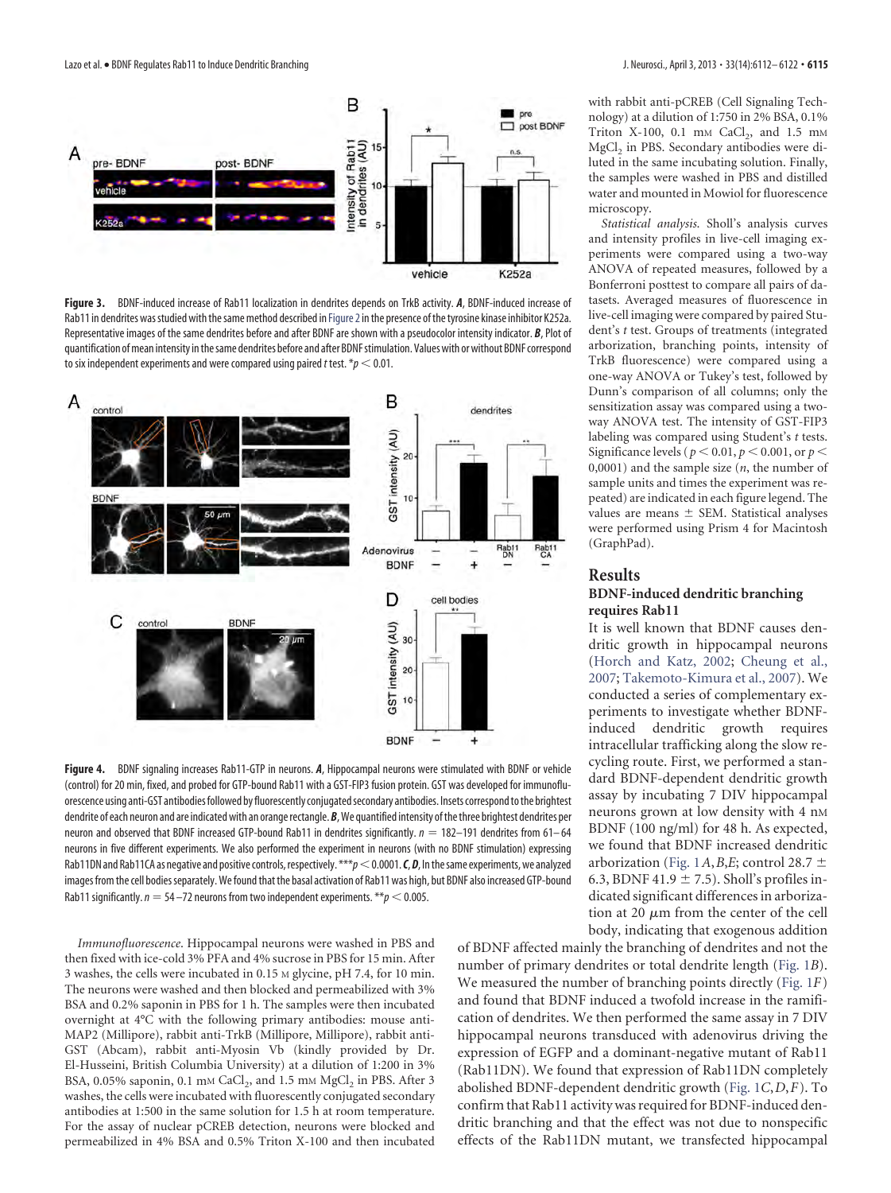Figure 3. BDNF-induced increase of Rab11 localization in dendrites depends on TrkB activity. ***A***, BDNF-induced increase of Rab11 in dendrites was studied with the same method described in Figure 2 in the presence of the tyrosine kinase inhibitor K252a. Representative images of the same dendrites before and after BDNF are shown with a pseudocolor intensity indicator. ***B***, Plot of quantification of mean intensity in the same dendrites before and after BDNF stimulation. Values with or without BDNF correspond to six independent experiments and were compared using paired *t* test. $*p < 0.01$.

Figure 4. BDNF signaling increases Rab11-GTP in neurons. ***A***, Hippocampal neurons were stimulated with BDNF or vehicle (control) for 20 min, fixed, and probed for GTP-bound Rab11 with a GST-FIP3 fusion protein. GST was developed for immunofluorescence using anti-GST antibodies followed by fluorescently conjugated secondary antibodies. Insets correspond to the brightest dendrite of each neuron and are indicated with an orange rectangle. ***B***, We quantified intensity of the three brightest dendrites per neuron and observed that BDNF increased GTP-bound Rab11 in dendrites significantly. $n = 182$–$191$ dendrites from 61–64 neurons in five different experiments. We also performed the experiment in neurons (with no BDNF stimulation) expressing Rab11DN and Rab11CA as negative and positive controls, respectively. $***p < 0.0001$. ***C***, ***D***, In the same experiments, we analyzed images from the cell bodies separately. We found that the basal activation of Rab11 was high, but BDNF also increased GTP-bound Rab11 significantly. $n = 54$–$72$ neurons from two independent experiments. $**p < 0.005$.

*Immunofluorescence.* Hippocampal neurons were washed in PBS and then fixed with ice-cold 3% PFA and 4% sucrose in PBS for 15 min. After 3 washes, the cells were incubated in 0.15 M glycine, pH 7.4, for 10 min. The neurons were washed and then blocked and permeabilized with 3% BSA and 0.2% saponin in PBS for 1 h. The samples were then incubated overnight at 4°C with the following primary antibodies: mouse anti-MAP2 (Millipore), rabbit anti-TrkB (Millipore, Millipore), rabbit anti-GST (Abcam), rabbit anti-Myosin Vb (kindly provided by Dr. El-Husseini, British Columbia University) at a dilution of 1:200 in 3% BSA, 0.05% saponin, 0.1 mM $CaCl_2$, and 1.5 mM $MgCl_2$ in PBS. After 3 washes, the cells were incubated with fluorescently conjugated secondary antibodies at 1:500 in the same solution for 1.5 h at room temperature. For the assay of nuclear pCREB detection, neurons were blocked and permeabilized in 4% BSA and 0.5% Triton X-100 and then incubated with rabbit anti-pCREB (Cell Signaling Technology) at a dilution of 1:750 in 2% BSA, 0.1% Triton X-100, 0.1 mM $CaCl_2$, and 1.5 mM $MgCl_2$ in PBS. Secondary antibodies were diluted in the same incubating solution. Finally, the samples were washed in PBS and distilled water and mounted in Mowiol for fluorescence microscopy.

*Statistical analysis.* Sholl's analysis curves and intensity profiles in live-cell imaging experiments were compared using a two-way ANOVA of repeated measures, followed by a Bonferroni posttest to compare all pairs of datasets. Averaged measures of fluorescence in live-cell imaging were compared by paired Student's *t* test. Groups of treatments (integrated arborization, branching points, intensity of TrkB fluorescence) were compared using a one-way ANOVA or Tukey's test, followed by Dunn's comparison of all columns; only the sensitization assay was compared using a two-way ANOVA test. The intensity of GST-FIP3 labeling was compared using Student's *t* tests. Significance levels ($p < 0.01$, $p < 0.001$, or $p < 0{,}0001$) and the sample size (*n*, the number of sample units and times the experiment was repeated) are indicated in each figure legend. The values are means ± SEM. Statistical analyses were performed using Prism 4 for Macintosh (GraphPad).

## Results

### BDNF-induced dendritic branching requires Rab11

It is well known that BDNF causes dendritic growth in hippocampal neurons (Horch and Katz, 2002; Cheung et al., 2007; Takemoto-Kimura et al., 2007). We conducted a series of complementary experiments to investigate whether BDNF-induced dendritic growth requires intracellular trafficking along the slow recycling route. First, we performed a standard BDNF-dependent dendritic growth assay by incubating 7 DIV hippocampal neurons grown at low density with 4 nM BDNF (100 ng/ml) for 48 h. As expected, we found that BDNF increased dendritic arborization (Fig. 1*A*,*B*,*E*; control 28.7 ± 6.3, BDNF 41.9 ± 7.5). Sholl's profiles indicated significant differences in arborization at 20 μm from the center of the cell body, indicating that exogenous addition of BDNF affected mainly the branching of dendrites and not the number of primary dendrites or total dendrite length (Fig. 1*B*). We measured the number of branching points directly (Fig. 1*F*) and found that BDNF induced a twofold increase in the ramification of dendrites. We then performed the same assay in 7 DIV hippocampal neurons transduced with adenovirus driving the expression of EGFP and a dominant-negative mutant of Rab11 (Rab11DN). We found that expression of Rab11DN completely abolished BDNF-dependent dendritic growth (Fig. 1*C*,*D*,*F*). To confirm that Rab11 activity was required for BDNF-induced dendritic branching and that the effect was not due to nonspecific effects of the Rab11DN mutant, we transfected hippocampal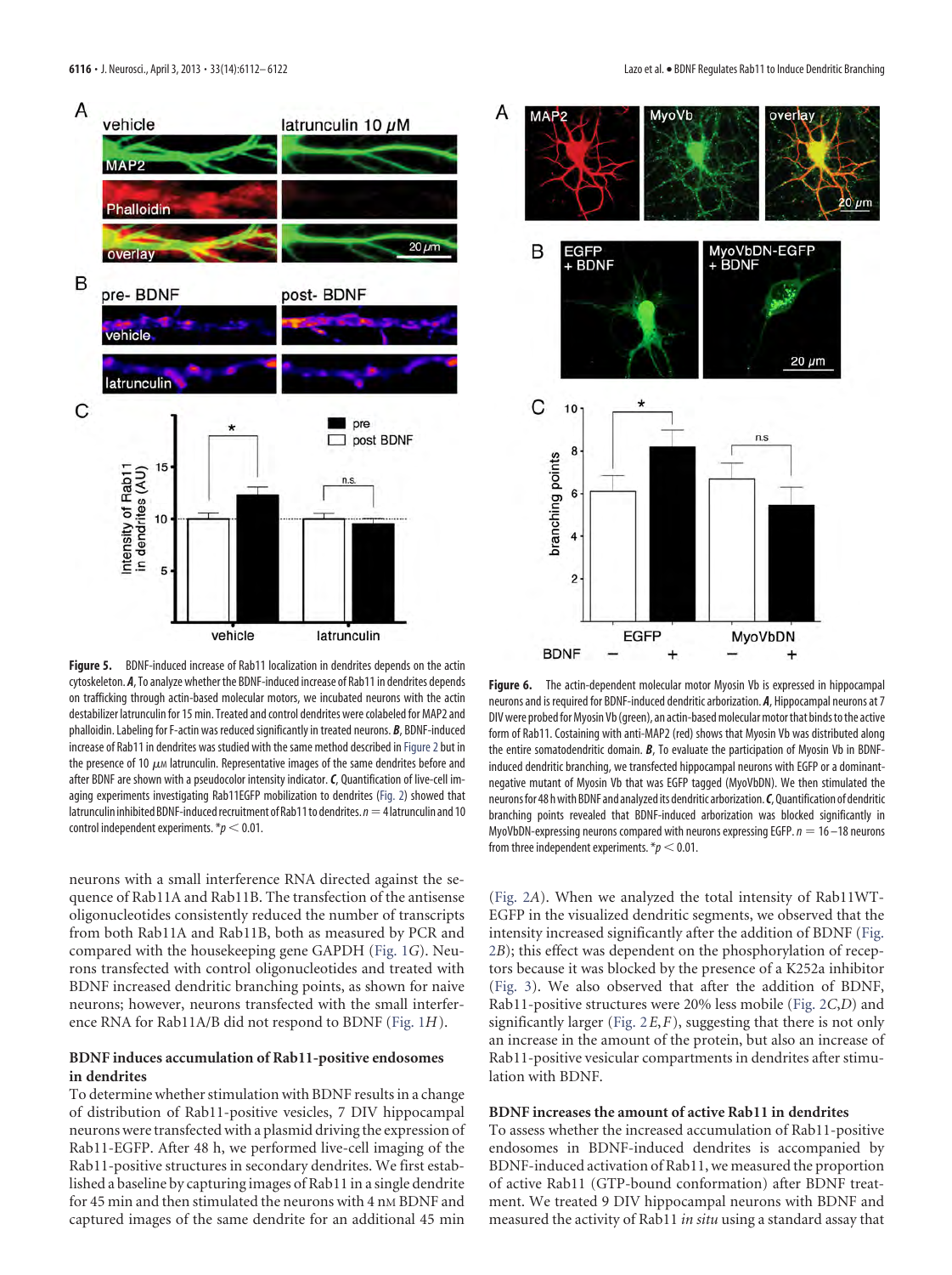**Figure 5.** BDNF-induced increase of Rab11 localization in dendrites depends on the actin cytoskeleton. ***A***, To analyze whether the BDNF-induced increase of Rab11 in dendrites depends on trafficking through actin-based molecular motors, we incubated neurons with the actin destabilizer latrunculin for 15 min. Treated and control dendrites were colabeled for MAP2 and phalloidin. Labeling for F-actin was reduced significantly in treated neurons. ***B***, BDNF-induced increase of Rab11 in dendrites was studied with the same method described in Figure 2 but in the presence of 10 $\mu$M latrunculin. Representative images of the same dendrites before and after BDNF are shown with a pseudocolor intensity indicator. ***C***, Quantification of live-cell imaging experiments investigating Rab11EGFP mobilization to dendrites (Fig. 2) showed that latrunculin inhibited BDNF-induced recruitment of Rab11 to dendrites. $n = 4$ latrunculin and 10 control independent experiments. $^*p < 0.01$.

**Figure 6.** The actin-dependent molecular motor Myosin Vb is expressed in hippocampal neurons and is required for BDNF-induced dendritic arborization. ***A***, Hippocampal neurons at 7 DIV were probed for Myosin Vb (green), an actin-based molecular motor that binds to the active form of Rab11. Costaining with anti-MAP2 (red) shows that Myosin Vb was distributed along the entire somatodendritic domain. ***B***, To evaluate the participation of Myosin Vb in BDNF-induced dendritic branching, we transfected hippocampal neurons with EGFP or a dominant-negative mutant of Myosin Vb that was EGFP tagged (MyoVbDN). We then stimulated the neurons for 48 h with BDNF and analyzed its dendritic arborization. ***C***, Quantification of dendritic branching points revealed that BDNF-induced arborization was blocked significantly in MyoVbDN-expressing neurons compared with neurons expressing EGFP. $n = 16$–18 neurons from three independent experiments. $^*p < 0.01$.

neurons with a small interference RNA directed against the sequence of Rab11A and Rab11B. The transfection of the antisense oligonucleotides consistently reduced the number of transcripts from both Rab11A and Rab11B, both as measured by PCR and compared with the housekeeping gene GAPDH (Fig. 1*G*). Neurons transfected with control oligonucleotides and treated with BDNF increased dendritic branching points, as shown for naive neurons; however, neurons transfected with the small interference RNA for Rab11A/B did not respond to BDNF (Fig. 1*H*).

### BDNF induces accumulation of Rab11-positive endosomes in dendrites

To determine whether stimulation with BDNF results in a change of distribution of Rab11-positive vesicles, 7 DIV hippocampal neurons were transfected with a plasmid driving the expression of Rab11-EGFP. After 48 h, we performed live-cell imaging of the Rab11-positive structures in secondary dendrites. We first established a baseline by capturing images of Rab11 in a single dendrite for 45 min and then stimulated the neurons with 4 nM BDNF and captured images of the same dendrite for an additional 45 min (Fig. 2*A*). When we analyzed the total intensity of Rab11WT-EGFP in the visualized dendritic segments, we observed that the intensity increased significantly after the addition of BDNF (Fig. 2*B*); this effect was dependent on the phosphorylation of receptors because it was blocked by the presence of a K252a inhibitor (Fig. 3). We also observed that after the addition of BDNF, Rab11-positive structures were 20% less mobile (Fig. 2*C*,*D*) and significantly larger (Fig. 2*E*,*F*), suggesting that there is not only an increase in the amount of the protein, but also an increase of Rab11-positive vesicular compartments in dendrites after stimulation with BDNF.

### BDNF increases the amount of active Rab11 in dendrites

To assess whether the increased accumulation of Rab11-positive endosomes in BDNF-induced dendrites is accompanied by BDNF-induced activation of Rab11, we measured the proportion of active Rab11 (GTP-bound conformation) after BDNF treatment. We treated 9 DIV hippocampal neurons with BDNF and measured the activity of Rab11 *in situ* using a standard assay that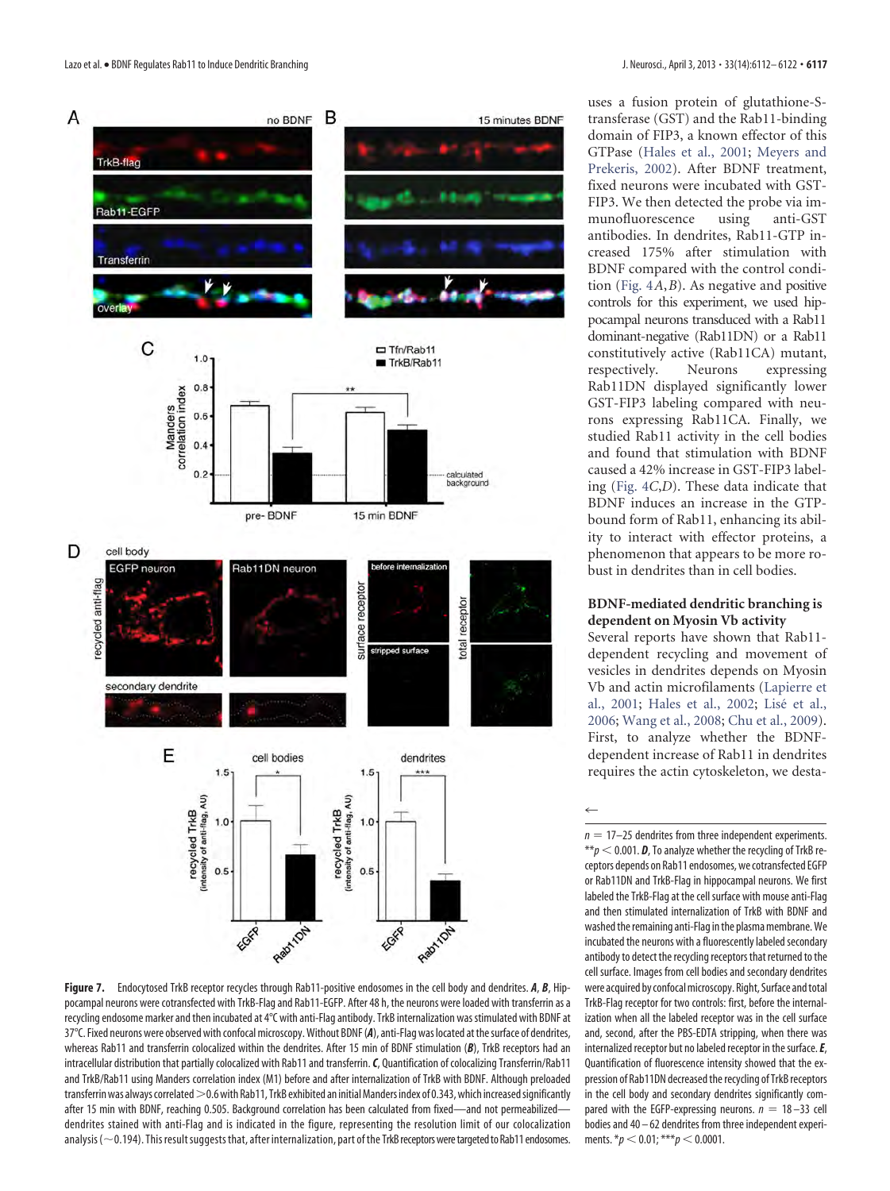uses a fusion protein of glutathione-S-transferase (GST) and the Rab11-binding domain of FIP3, a known effector of this GTPase (Hales et al., 2001; Meyers and Prekeris, 2002). After BDNF treatment, fixed neurons were incubated with GST-FIP3. We then detected the probe via immunofluorescence using anti-GST antibodies. In dendrites, Rab11-GTP increased 175% after stimulation with BDNF compared with the control condition (Fig. 4*A*,*B*). As negative and positive controls for this experiment, we used hippocampal neurons transduced with a Rab11 dominant-negative (Rab11DN) or a Rab11 constitutively active (Rab11CA) mutant, respectively. Neurons expressing Rab11DN displayed significantly lower GST-FIP3 labeling compared with neurons expressing Rab11CA. Finally, we studied Rab11 activity in the cell bodies and found that stimulation with BDNF caused a 42% increase in GST-FIP3 labeling (Fig. 4*C*,*D*). These data indicate that BDNF induces an increase in the GTP-bound form of Rab11, enhancing its ability to interact with effector proteins, a phenomenon that appears to be more robust in dendrites than in cell bodies.

### BDNF-mediated dendritic branching is dependent on Myosin Vb activity

Several reports have shown that Rab11-dependent recycling and movement of vesicles in dendrites depends on Myosin Vb and actin microfilaments (Lapierre et al., 2001; Hales et al., 2002; Lisé et al., 2006; Wang et al., 2008; Chu et al., 2009). First, to analyze whether the BDNF-dependent increase of Rab11 in dendrites requires the actin cytoskeleton, we desta-

**Figure 7.** Endocytosed TrkB receptor recycles through Rab11-positive endosomes in the cell body and dendrites. ***A***, ***B***, Hippocampal neurons were cotransfected with TrkB-Flag and Rab11-EGFP. After 48 h, the neurons were loaded with transferrin as a recycling endosome marker and then incubated at 4°C with anti-Flag antibody. TrkB internalization was stimulated with BDNF at 37°C. Fixed neurons were observed with confocal microscopy. Without BDNF (***A***), anti-Flag was located at the surface of dendrites, whereas Rab11 and transferrin colocalized within the dendrites. After 15 min of BDNF stimulation (***B***), TrkB receptors had an intracellular distribution that partially colocalized with Rab11 and transferrin. ***C***, Quantification of colocalizing Transferrin/Rab11 and TrkB/Rab11 using Manders correlation index (M1) before and after internalization of TrkB with BDNF. Although preloaded transferrin was always correlated >0.6 with Rab11, TrkB exhibited an initial Manders index of 0.343, which increased significantly after 15 min with BDNF, reaching 0.505. Background correlation has been calculated from fixed—and not permeabilized—dendrites stained with anti-Flag and is indicated in the figure, representing the resolution limit of our colocalization analysis (~0.194). This result suggests that, after internalization, part of the TrkB receptors were targeted to Rab11 endosomes. $n$ = 17–25 dendrites from three independent experiments. $^{**}p < 0.001$. ***D***, To analyze whether the recycling of TrkB receptors depends on Rab11 endosomes, we cotransfected EGFP or Rab11DN and TrkB-Flag in hippocampal neurons. We first labeled the TrkB-Flag at the cell surface with mouse anti-Flag and then stimulated internalization of TrkB with BDNF and washed the remaining anti-Flag in the plasma membrane. We incubated the neurons with a fluorescently labeled secondary antibody to detect the recycling receptors that returned to the cell surface. Images from cell bodies and secondary dendrites were acquired by confocal microscopy. Right, Surface and total TrkB-Flag receptor for two controls: first, before the internalization when all the labeled receptor was in the cell surface and, second, after the PBS-EDTA stripping, when there was internalized receptor but no labeled receptor in the surface. ***E***, Quantification of fluorescence intensity showed that the expression of Rab11DN decreased the recycling of TrkB receptors in the cell body and secondary dendrites significantly compared with the EGFP-expressing neurons. $n$ = 18–33 cell bodies and 40–62 dendrites from three independent experiments. $^{*}p < 0.01$; $^{***}p < 0.0001$.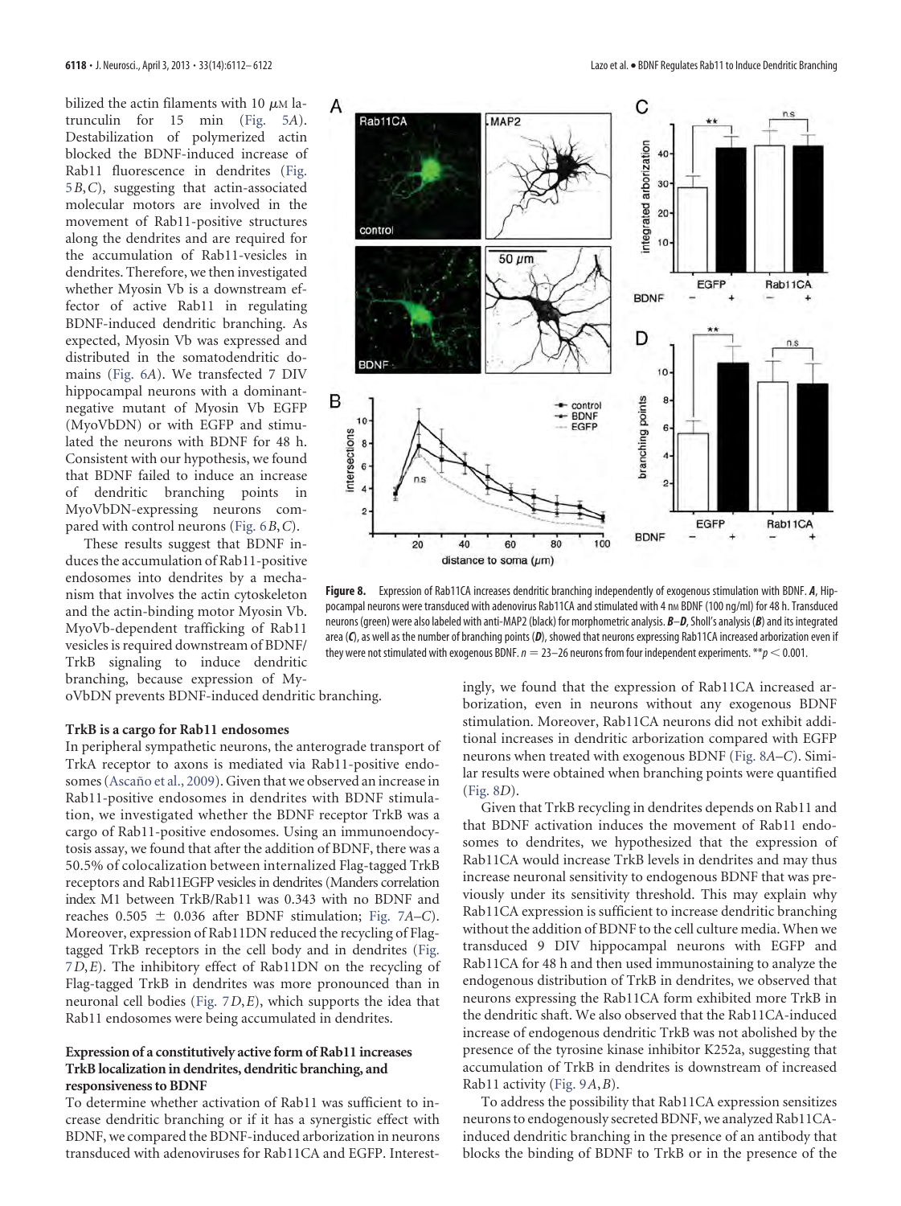bilized the actin filaments with 10 μM latrunculin for 15 min (Fig. 5A). Destabilization of polymerized actin blocked the BDNF-induced increase of Rab11 fluorescence in dendrites (Fig. 5B,C), suggesting that actin-associated molecular motors are involved in the movement of Rab11-positive structures along the dendrites and are required for the accumulation of Rab11-vesicles in dendrites. Therefore, we then investigated whether Myosin Vb is a downstream effector of active Rab11 in regulating BDNF-induced dendritic branching. As expected, Myosin Vb was expressed and distributed in the somatodendritic domains (Fig. 6A). We transfected 7 DIV hippocampal neurons with a dominant-negative mutant of Myosin Vb EGFP (MyoVbDN) or with EGFP and stimulated the neurons with BDNF for 48 h. Consistent with our hypothesis, we found that BDNF failed to induce an increase of dendritic branching points in MyoVbDN-expressing neurons compared with control neurons (Fig. 6B,C).

These results suggest that BDNF induces the accumulation of Rab11-positive endosomes into dendrites by a mechanism that involves the actin cytoskeleton and the actin-binding motor Myosin Vb. MyoVb-dependent trafficking of Rab11 vesicles is required downstream of BDNF/TrkB signaling to induce dendritic branching, because expression of MyoVbDN prevents BDNF-induced dendritic branching.

**Figure 8.** Expression of Rab11CA increases dendritic branching independently of exogenous stimulation with BDNF. ***A***, Hippocampal neurons were transduced with adenovirus Rab11CA and stimulated with 4 nM BDNF (100 ng/ml) for 48 h. Transduced neurons (green) were also labeled with anti-MAP2 (black) for morphometric analysis. ***B–D***, Sholl's analysis (***B***) and its integrated area (***C***), as well as the number of branching points (***D***), showed that neurons expressing Rab11CA increased arborization even if they were not stimulated with exogenous BDNF. $n = 23–26$ neurons from four independent experiments. $^{**}p < 0.001$.

### TrkB is a cargo for Rab11 endosomes

In peripheral sympathetic neurons, the anterograde transport of TrkA receptor to axons is mediated via Rab11-positive endosomes (Ascaño et al., 2009). Given that we observed an increase in Rab11-positive endosomes in dendrites with BDNF stimulation, we investigated whether the BDNF receptor TrkB was a cargo of Rab11-positive endosomes. Using an immunoendocytosis assay, we found that after the addition of BDNF, there was a 50.5% of colocalization between internalized Flag-tagged TrkB receptors and Rab11EGFP vesicles in dendrites (Manders correlation index M1 between TrkB/Rab11 was 0.343 with no BDNF and reaches 0.505 ± 0.036 after BDNF stimulation; Fig. 7A–C). Moreover, expression of Rab11DN reduced the recycling of Flag-tagged TrkB receptors in the cell body and in dendrites (Fig. 7D,E). The inhibitory effect of Rab11DN on the recycling of Flag-tagged TrkB in dendrites was more pronounced than in neuronal cell bodies (Fig. 7D,E), which supports the idea that Rab11 endosomes were being accumulated in dendrites.

### Expression of a constitutively active form of Rab11 increases TrkB localization in dendrites, dendritic branching, and responsiveness to BDNF

To determine whether activation of Rab11 was sufficient to increase dendritic branching or if it has a synergistic effect with BDNF, we compared the BDNF-induced arborization in neurons transduced with adenoviruses for Rab11CA and EGFP. Interestingly, we found that the expression of Rab11CA increased arborization, even in neurons without any exogenous BDNF stimulation. Moreover, Rab11CA neurons did not exhibit additional increases in dendritic arborization compared with EGFP neurons when treated with exogenous BDNF (Fig. 8A–C). Similar results were obtained when branching points were quantified (Fig. 8D).

Given that TrkB recycling in dendrites depends on Rab11 and that BDNF activation induces the movement of Rab11 endosomes to dendrites, we hypothesized that the expression of Rab11CA would increase TrkB levels in dendrites and may thus increase neuronal sensitivity to endogenous BDNF that was previously under its sensitivity threshold. This may explain why Rab11CA expression is sufficient to increase dendritic branching without the addition of BDNF to the cell culture media. When we transduced 9 DIV hippocampal neurons with EGFP and Rab11CA for 48 h and then used immunostaining to analyze the endogenous distribution of TrkB in dendrites, we observed that neurons expressing the Rab11CA form exhibited more TrkB in the dendritic shaft. We also observed that the Rab11CA-induced increase of endogenous dendritic TrkB was not abolished by the presence of the tyrosine kinase inhibitor K252a, suggesting that accumulation of TrkB in dendrites is downstream of increased Rab11 activity (Fig. 9A,B).

To address the possibility that Rab11CA expression sensitizes neurons to endogenously secreted BDNF, we analyzed Rab11CA-induced dendritic branching in the presence of an antibody that blocks the binding of BDNF to TrkB or in the presence of the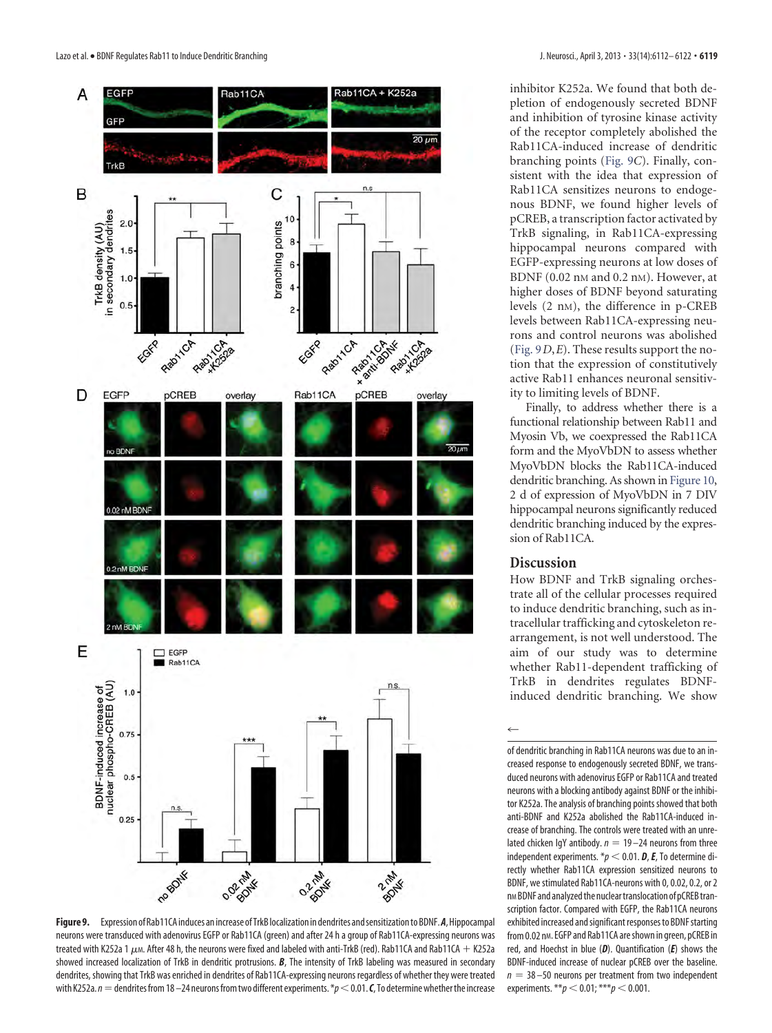inhibitor K252a. We found that both depletion of endogenously secreted BDNF and inhibition of tyrosine kinase activity of the receptor completely abolished the Rab11CA-induced increase of dendritic branching points (Fig. 9C). Finally, consistent with the idea that expression of Rab11CA sensitizes neurons to endogenous BDNF, we found higher levels of pCREB, a transcription factor activated by TrkB signaling, in Rab11CA-expressing hippocampal neurons compared with EGFP-expressing neurons at low doses of BDNF (0.02 nM and 0.2 nM). However, at higher doses of BDNF beyond saturating levels (2 nM), the difference in p-CREB levels between Rab11CA-expressing neurons and control neurons was abolished (Fig. 9D,E). These results support the notion that the expression of constitutively active Rab11 enhances neuronal sensitivity to limiting levels of BDNF.

Finally, to address whether there is a functional relationship between Rab11 and Myosin Vb, we coexpressed the Rab11CA form and the MyoVbDN to assess whether MyoVbDN blocks the Rab11CA-induced dendritic branching. As shown in Figure 10, 2 d of expression of MyoVbDN in 7 DIV hippocampal neurons significantly reduced dendritic branching induced by the expression of Rab11CA.

## Discussion

How BDNF and TrkB signaling orchestrate all of the cellular processes required to induce dendritic branching, such as intracellular trafficking and cytoskeleton rearrangement, is not well understood. The aim of our study was to determine whether Rab11-dependent trafficking of TrkB in dendrites regulates BDNF-induced dendritic branching. We show

**Figure 9.** Expression of Rab11CA induces an increase of TrkB localization in dendrites and sensitization to BDNF. ***A***, Hippocampal neurons were transduced with adenovirus EGFP or Rab11CA (green) and after 24 h a group of Rab11CA-expressing neurons was treated with K252a 1 μM. After 48 h, the neurons were fixed and labeled with anti-TrkB (red). Rab11CA and Rab11CA + K252a showed increased localization of TrkB in dendritic protrusions. ***B***, The intensity of TrkB labeling was measured in secondary dendrites, showing that TrkB was enriched in dendrites of Rab11CA-expressing neurons regardless of whether they were treated with K252a. $n$ = dendrites from 18–24 neurons from two different experiments. $^{*}p < 0.01$. ***C***, To determine whether the increase of dendritic branching in Rab11CA neurons was due to an increased response to endogenously secreted BDNF, we transduced neurons with adenovirus EGFP or Rab11CA and treated neurons with a blocking antibody against BDNF or the inhibitor K252a. The analysis of branching points showed that both anti-BDNF and K252a abolished the Rab11CA-induced increase of branching. The controls were treated with an unrelated chicken IgY antibody. $n$ = 19–24 neurons from three independent experiments. $^{*}p < 0.01$. ***D***, ***E***, To determine directly whether Rab11CA expression sensitized neurons to BDNF, we stimulated Rab11CA-neurons with 0, 0.02, 0.2, or 2 nM BDNF and analyzed the nuclear translocation of pCREB transcription factor. Compared with EGFP, the Rab11CA neurons exhibited increased and significant responses to BDNF starting from 0.02 nM. EGFP and Rab11CA are shown in green, pCREB in red, and Hoechst in blue (***D***). Quantification (***E***) shows the BDNF-induced increase of nuclear pCREB over the baseline. $n$ = 38–50 neurons per treatment from two independent experiments. $^{**}p < 0.01$; $^{***}p < 0.001$.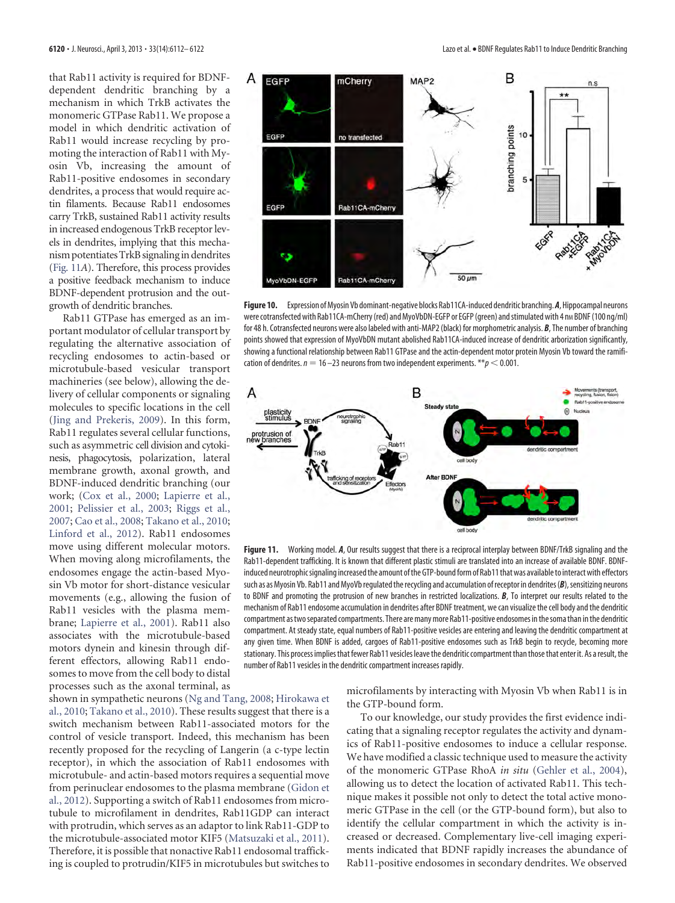that Rab11 activity is required for BDNF-dependent dendritic branching by a mechanism in which TrkB activates the monomeric GTPase Rab11. We propose a model in which dendritic activation of Rab11 would increase recycling by promoting the interaction of Rab11 with Myosin Vb, increasing the amount of Rab11-positive endosomes in secondary dendrites, a process that would require actin filaments. Because Rab11 endosomes carry TrkB, sustained Rab11 activity results in increased endogenous TrkB receptor levels in dendrites, implying that this mechanism potentiates TrkB signaling in dendrites (Fig. 11*A*). Therefore, this process provides a positive feedback mechanism to induce BDNF-dependent protrusion and the outgrowth of dendritic branches.

Rab11 GTPase has emerged as an important modulator of cellular transport by regulating the alternative association of recycling endosomes to actin-based or microtubule-based vesicular transport machineries (see below), allowing the delivery of cellular components or signaling molecules to specific locations in the cell (Jing and Prekeris, 2009). In this form, Rab11 regulates several cellular functions, such as asymmetric cell division and cytokinesis, phagocytosis, polarization, lateral membrane growth, axonal growth, and BDNF-induced dendritic branching (our work; (Cox et al., 2000; Lapierre et al., 2001; Pelissier et al., 2003; Riggs et al., 2007; Cao et al., 2008; Takano et al., 2010; Linford et al., 2012). Rab11 endosomes move using different molecular motors. When moving along microfilaments, the endosomes engage the actin-based Myosin Vb motor for short-distance vesicular movements (e.g., allowing the fusion of Rab11 vesicles with the plasma membrane; Lapierre et al., 2001). Rab11 also associates with the microtubule-based motors dynein and kinesin through different effectors, allowing Rab11 endosomes to move from the cell body to distal processes such as the axonal terminal, as shown in sympathetic neurons (Ng and Tang, 2008; Hirokawa et al., 2010; Takano et al., 2010). These results suggest that there is a switch mechanism between Rab11-associated motors for the control of vesicle transport. Indeed, this mechanism has been recently proposed for the recycling of Langerin (a c-type lectin receptor), in which the association of Rab11 endosomes with microtubule- and actin-based motors requires a sequential move from perinuclear endosomes to the plasma membrane (Gidon et al., 2012). Supporting a switch of Rab11 endosomes from microtubule to microfilament in dendrites, Rab11GDP can interact with protrudin, which serves as an adaptor to link Rab11-GDP to the microtubule-associated motor KIF5 (Matsuzaki et al., 2011). Therefore, it is possible that nonactive Rab11 endosomal trafficking is coupled to protrudin/KIF5 in microtubules but switches to microfilaments by interacting with Myosin Vb when Rab11 is in the GTP-bound form.

To our knowledge, our study provides the first evidence indicating that a signaling receptor regulates the activity and dynamics of Rab11-positive endosomes to induce a cellular response. We have modified a classic technique used to measure the activity of the monomeric GTPase RhoA *in situ* (Gehler et al., 2004), allowing us to detect the location of activated Rab11. This technique makes it possible not only to detect the total active monomeric GTPase in the cell (or the GTP-bound form), but also to identify the cellular compartment in which the activity is increased or decreased. Complementary live-cell imaging experiments indicated that BDNF rapidly increases the abundance of Rab11-positive endosomes in secondary dendrites. We observed

**Figure 10.** Expression of Myosin Vb dominant-negative blocks Rab11CA-induced dendritic branching. ***A***, Hippocampal neurons were cotransfected with Rab11CA-mCherry (red) and MyoVbDN-EGFP or EGFP (green) and stimulated with 4 nM BDNF (100 ng/ml) for 48 h. Cotransfected neurons were also labeled with anti-MAP2 (black) for morphometric analysis. ***B***, The number of branching points showed that expression of MyoVbDN mutant abolished Rab11CA-induced increase of dendritic arborization significantly, showing a functional relationship between Rab11 GTPase and the actin-dependent motor protein Myosin Vb toward the ramification of dendrites. $n = 16$–$23$ neurons from two independent experiments. $^{**}p < 0.001$.

**Figure 11.** Working model. ***A***, Our results suggest that there is a reciprocal interplay between BDNF/TrkB signaling and the Rab11-dependent trafficking. It is known that different plastic stimuli are translated into an increase of available BDNF. BDNF-induced neurotrophic signaling increased the amount of the GTP-bound form of Rab11 that was available to interact with effectors such as Myosin Vb. Rab11 and MyoVb regulated the recycling and accumulation of receptor in dendrites (***B***), sensitizing neurons to BDNF and promoting the protrusion of new branches in restricted localizations. ***B***, To interpret our results related to the mechanism of Rab11 endosome accumulation in dendrites after BDNF treatment, we can visualize the cell body and the dendritic compartment as two separated compartments. There are many more Rab11-positive endosomes in the soma than in the dendritic compartment. At steady state, equal numbers of Rab11-positive vesicles are entering and leaving the dendritic compartment at any given time. When BDNF is added, cargoes of Rab11-positive endosomes such as TrkB begin to recycle, becoming more stationary. This process implies that fewer Rab11 vesicles leave the dendritic compartment than those that enter it. As a result, the number of Rab11 vesicles in the dendritic compartment increases rapidly.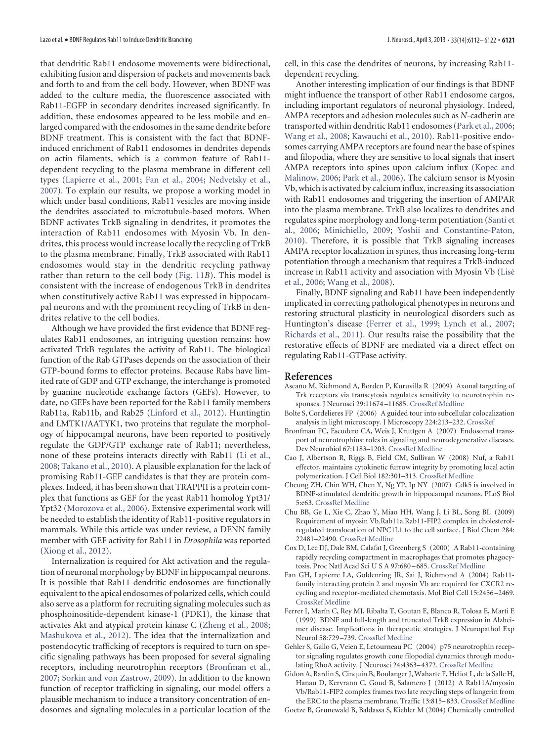that dendritic Rab11 endosome movements were bidirectional, exhibiting fusion and dispersion of packets and movements back and forth to and from the cell body. However, when BDNF was added to the culture media, the fluorescence associated with Rab11-EGFP in secondary dendrites increased significantly. In addition, these endosomes appeared to be less mobile and enlarged compared with the endosomes in the same dendrite before BDNF treatment. This is consistent with the fact that BDNF-induced enrichment of Rab11 endosomes in dendrites depends on actin filaments, which is a common feature of Rab11-dependent recycling to the plasma membrane in different cell types (Lapierre et al., 2001; Fan et al., 2004; Nedvetsky et al., 2007). To explain our results, we propose a working model in which under basal conditions, Rab11 vesicles are moving inside the dendrites associated to microtubule-based motors. When BDNF activates TrkB signaling in dendrites, it promotes the interaction of Rab11 endosomes with Myosin Vb. In dendrites, this process would increase locally the recycling of TrkB to the plasma membrane. Finally, TrkB associated with Rab11 endosomes would stay in the dendritic recycling pathway rather than return to the cell body (Fig. 11*B*). This model is consistent with the increase of endogenous TrkB in dendrites when constitutively active Rab11 was expressed in hippocampal neurons and with the prominent recycling of TrkB in dendrites relative to the cell bodies.

Although we have provided the first evidence that BDNF regulates Rab11 endosomes, an intriguing question remains: how activated TrkB regulates the activity of Rab11. The biological function of the Rab GTPases depends on the association of their GTP-bound forms to effector proteins. Because Rabs have limited rate of GDP and GTP exchange, the interchange is promoted by guanine nucleotide exchange factors (GEFs). However, to date, no GEFs have been reported for the Rab11 family members Rab11a, Rab11b, and Rab25 (Linford et al., 2012). Huntingtin and LMTK1/AATYK1, two proteins that regulate the morphology of hippocampal neurons, have been reported to positively regulate the GDP/GTP exchange rate of Rab11; nevertheless, none of these proteins interacts directly with Rab11 (Li et al., 2008; Takano et al., 2010). A plausible explanation for the lack of promising Rab11-GEF candidates is that they are protein complexes. Indeed, it has been shown that TRAPPII is a protein complex that functions as GEF for the yeast Rab11 homolog Ypt31/Ypt32 (Morozova et al., 2006). Extensive experimental work will be needed to establish the identity of Rab11-positive regulators in mammals. While this article was under review, a DENN family member with GEF activity for Rab11 in *Drosophila* was reported (Xiong et al., 2012).

Internalization is required for Akt activation and the regulation of neuronal morphology by BDNF in hippocampal neurons. It is possible that Rab11 dendritic endosomes are functionally equivalent to the apical endosomes of polarized cells, which could also serve as a platform for recruiting signaling molecules such as phosphoinositide-dependent kinase-1 (PDK1), the kinase that activates Akt and atypical protein kinase C (Zheng et al., 2008; Mashukova et al., 2012). The idea that the internalization and postendocytic trafficking of receptors is required to turn on specific signaling pathways has been proposed for several signaling receptors, including neurotrophin receptors (Bronfman et al., 2007; Sorkin and von Zastrow, 2009). In addition to the known function of receptor trafficking in signaling, our model offers a plausible mechanism to induce a transitory concentration of endosomes and signaling molecules in a particular location of the cell, in this case the dendrites of neurons, by increasing Rab11-dependent recycling.

Another interesting implication of our findings is that BDNF might influence the transport of other Rab11 endosome cargos, including important regulators of neuronal physiology. Indeed, AMPA receptors and adhesion molecules such as *N*-cadherin are transported within dendritic Rab11 endosomes (Park et al., 2006; Wang et al., 2008; Kawauchi et al., 2010). Rab11-positive endosomes carrying AMPA receptors are found near the base of spines and filopodia, where they are sensitive to local signals that insert AMPA receptors into spines upon calcium influx (Kopec and Malinow, 2006; Park et al., 2006). The calcium sensor is Myosin Vb, which is activated by calcium influx, increasing its association with Rab11 endosomes and triggering the insertion of AMPAR into the plasma membrane. TrkB also localizes to dendrites and regulates spine morphology and long-term potentiation (Santi et al., 2006; Minichiello, 2009; Yoshii and Constantine-Paton, 2010). Therefore, it is possible that TrkB signaling increases AMPA receptor localization in spines, thus increasing long-term potentiation through a mechanism that requires a TrkB-induced increase in Rab11 activity and association with Myosin Vb (Lisé et al., 2006; Wang et al., 2008).

Finally, BDNF signaling and Rab11 have been independently implicated in correcting pathological phenotypes in neurons and restoring structural plasticity in neurological disorders such as Huntington's disease (Ferrer et al., 1999; Lynch et al., 2007; Richards et al., 2011). Our results raise the possibility that the restorative effects of BDNF are mediated via a direct effect on regulating Rab11-GTPase activity.

## References

Ascaño M, Richmond A, Borden P, Kuruvilla R (2009) Axonal targeting of Trk receptors via transcytosis regulates sensitivity to neurotrophin responses. J Neurosci 29:11674–11685. CrossRef Medline

Bolte S, Cordelieres FP (2006) A guided tour into subcellular colocalization analysis in light microscopy. J Microscopy 224:213–232. CrossRef

Bronfman FC, Escudero CA, Weis J, Kruttgen A (2007) Endosomal transport of neurotrophins: roles in signaling and neurodegenerative diseases. Dev Neurobiol 67:1183–1203. CrossRef Medline

Cao J, Albertson R, Riggs B, Field CM, Sullivan W (2008) Nuf, a Rab11 effector, maintains cytokinetic furrow integrity by promoting local actin polymerization. J Cell Biol 182:301–313. CrossRef Medline

Cheung ZH, Chin WH, Chen Y, Ng YP, Ip NY (2007) Cdk5 is involved in BDNF-stimulated dendritic growth in hippocampal neurons. PLoS Biol 5:e63. CrossRef Medline

Chu BB, Ge L, Xie C, Zhao Y, Miao HH, Wang J, Li BL, Song BL (2009) Requirement of myosin Vb.Rab11a.Rab11-FIP2 complex in cholesterol-regulated translocation of NPC1L1 to the cell surface. J Biol Chem 284: 22481–22490. CrossRef Medline

Cox D, Lee DJ, Dale BM, Calafat J, Greenberg S (2000) A Rab11-containing rapidly recycling compartment in macrophages that promotes phagocytosis. Proc Natl Acad Sci U S A 97:680–685. CrossRef Medline

Fan GH, Lapierre LA, Goldenring JR, Sai J, Richmond A (2004) Rab11-family interacting protein 2 and myosin Vb are required for CXCR2 recycling and receptor-mediated chemotaxis. Mol Biol Cell 15:2456–2469. CrossRef Medline

Ferrer I, Marín C, Rey MJ, Ribalta T, Goutan E, Blanco R, Tolosa E, Marti E (1999) BDNF and full-length and truncated TrkB expression in Alzheimer disease. Implications in therapeutic strategies. J Neuropathol Exp Neurol 58:729–739. CrossRef Medline

Gehler S, Gallo G, Veien E, Letourneau PC (2004) p75 neurotrophin receptor signaling regulates growth cone filopodial dynamics through modulating RhoA activity. J Neurosci 24:4363–4372. CrossRef Medline

Gidon A, Bardin S, Cinquin B, Boulanger J, Waharte F, Heliot L, de la Salle H, Hanau D, Kervrann C, Goud B, Salamero J (2012) A Rab11A/myosin Vb/Rab11-FIP2 complex frames two late recycling steps of langerin from the ERC to the plasma membrane. Traffic 13:815–833. CrossRef Medline

Goetze B, Grunewald B, Baldassa S, Kiebler M (2004) Chemically controlled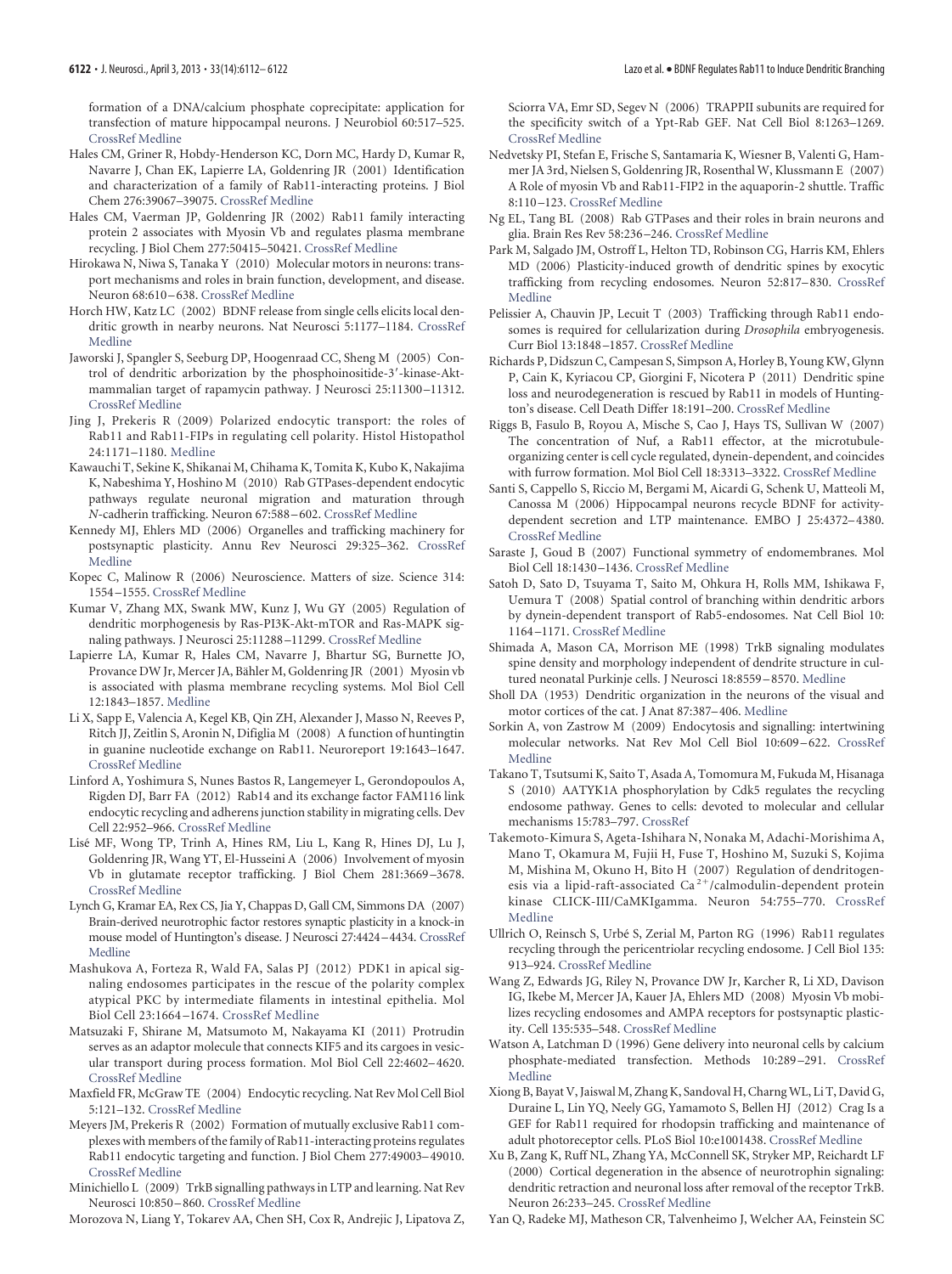formation of a DNA/calcium phosphate coprecipitate: application for transfection of mature hippocampal neurons. J Neurobiol 60:517–525. CrossRef Medline

Hales CM, Griner R, Hobdy-Henderson KC, Dorn MC, Hardy D, Kumar R, Navarre J, Chan EK, Lapierre LA, Goldenring JR (2001) Identification and characterization of a family of Rab11-interacting proteins. J Biol Chem 276:39067–39075. CrossRef Medline

Hales CM, Vaerman JP, Goldenring JR (2002) Rab11 family interacting protein 2 associates with Myosin Vb and regulates plasma membrane recycling. J Biol Chem 277:50415–50421. CrossRef Medline

Hirokawa N, Niwa S, Tanaka Y (2010) Molecular motors in neurons: transport mechanisms and roles in brain function, development, and disease. Neuron 68:610–638. CrossRef Medline

Horch HW, Katz LC (2002) BDNF release from single cells elicits local dendritic growth in nearby neurons. Nat Neurosci 5:1177–1184. CrossRef Medline

Jaworski J, Spangler S, Seeburg DP, Hoogenraad CC, Sheng M (2005) Control of dendritic arborization by the phosphoinositide-3′-kinase-Akt-mammalian target of rapamycin pathway. J Neurosci 25:11300–11312. CrossRef Medline

Jing J, Prekeris R (2009) Polarized endocytic transport: the roles of Rab11 and Rab11-FIPs in regulating cell polarity. Histol Histopathol 24:1171–1180. Medline

Kawauchi T, Sekine K, Shikanai M, Chihama K, Tomita K, Kubo K, Nakajima K, Nabeshima Y, Hoshino M (2010) Rab GTPases-dependent endocytic pathways regulate neuronal migration and maturation through *N*-cadherin trafficking. Neuron 67:588–602. CrossRef Medline

Kennedy MJ, Ehlers MD (2006) Organelles and trafficking machinery for postsynaptic plasticity. Annu Rev Neurosci 29:325–362. CrossRef Medline

Kopec C, Malinow R (2006) Neuroscience. Matters of size. Science 314: 1554–1555. CrossRef Medline

Kumar V, Zhang MX, Swank MW, Kunz J, Wu GY (2005) Regulation of dendritic morphogenesis by Ras-PI3K-Akt-mTOR and Ras-MAPK signaling pathways. J Neurosci 25:11288–11299. CrossRef Medline

Lapierre LA, Kumar R, Hales CM, Navarre J, Bhartur SG, Burnette JO, Provance DW Jr, Mercer JA, Bähler M, Goldenring JR (2001) Myosin vb is associated with plasma membrane recycling systems. Mol Biol Cell 12:1843–1857. Medline

Li X, Sapp E, Valencia A, Kegel KB, Qin ZH, Alexander J, Masso N, Reeves P, Ritch JJ, Zeitlin S, Aronin N, Difiglia M (2008) A function of huntingtin in guanine nucleotide exchange on Rab11. Neuroreport 19:1643–1647. CrossRef Medline

Linford A, Yoshimura S, Nunes Bastos R, Langemeyer L, Gerondopoulos A, Rigden DJ, Barr FA (2012) Rab14 and its exchange factor FAM116 link endocytic recycling and adherens junction stability in migrating cells. Dev Cell 22:952–966. CrossRef Medline

Lisé MF, Wong TP, Trinh A, Hines RM, Liu L, Kang R, Hines DJ, Lu J, Goldenring JR, Wang YT, El-Husseini A (2006) Involvement of myosin Vb in glutamate receptor trafficking. J Biol Chem 281:3669–3678. CrossRef Medline

Lynch G, Kramar EA, Rex CS, Jia Y, Chappas D, Gall CM, Simmons DA (2007) Brain-derived neurotrophic factor restores synaptic plasticity in a knock-in mouse model of Huntington's disease. J Neurosci 27:4424–4434. CrossRef Medline

Mashukova A, Forteza R, Wald FA, Salas PJ (2012) PDK1 in apical signaling endosomes participates in the rescue of the polarity complex atypical PKC by intermediate filaments in intestinal epithelia. Mol Biol Cell 23:1664–1674. CrossRef Medline

Matsuzaki F, Shirane M, Matsumoto M, Nakayama KI (2011) Protrudin serves as an adaptor molecule that connects KIF5 and its cargoes in vesicular transport during process formation. Mol Biol Cell 22:4602–4620. CrossRef Medline

Maxfield FR, McGraw TE (2004) Endocytic recycling. Nat Rev Mol Cell Biol 5:121–132. CrossRef Medline

Meyers JM, Prekeris R (2002) Formation of mutually exclusive Rab11 complexes with members of the family of Rab11-interacting proteins regulates Rab11 endocytic targeting and function. J Biol Chem 277:49003–49010. CrossRef Medline

Minichiello L (2009) TrkB signalling pathways in LTP and learning. Nat Rev Neurosci 10:850–860. CrossRef Medline

Morozova N, Liang Y, Tokarev AA, Chen SH, Cox R, Andrejic J, Lipatova Z, Sciorra VA, Emr SD, Segev N (2006) TRAPPII subunits are required for the specificity switch of a Ypt-Rab GEF. Nat Cell Biol 8:1263–1269. CrossRef Medline

Nedvetsky PI, Stefan E, Frische S, Santamaria K, Wiesner B, Valenti G, Hammer JA 3rd, Nielsen S, Goldenring JR, Rosenthal W, Klussmann E (2007) A Role of myosin Vb and Rab11-FIP2 in the aquaporin-2 shuttle. Traffic 8:110–123. CrossRef Medline

Ng EL, Tang BL (2008) Rab GTPases and their roles in brain neurons and glia. Brain Res Rev 58:236–246. CrossRef Medline

Park M, Salgado JM, Ostroff L, Helton TD, Robinson CG, Harris KM, Ehlers MD (2006) Plasticity-induced growth of dendritic spines by exocytic trafficking from recycling endosomes. Neuron 52:817–830. CrossRef Medline

Pelissier A, Chauvin JP, Lecuit T (2003) Trafficking through Rab11 endosomes is required for cellularization during *Drosophila* embryogenesis. Curr Biol 13:1848–1857. CrossRef Medline

Richards P, Didszun C, Campesan S, Simpson A, Horley B, Young KW, Glynn P, Cain K, Kyriacou CP, Giorgini F, Nicotera P (2011) Dendritic spine loss and neurodegeneration is rescued by Rab11 in models of Huntington's disease. Cell Death Differ 18:191–200. CrossRef Medline

Riggs B, Fasulo B, Royou A, Mische S, Cao J, Hays TS, Sullivan W (2007) The concentration of Nuf, a Rab11 effector, at the microtubule-organizing center is cell cycle regulated, dynein-dependent, and coincides with furrow formation. Mol Biol Cell 18:3313–3322. CrossRef Medline

Santi S, Cappello S, Riccio M, Bergami M, Aicardi G, Schenk U, Matteoli M, Canossa M (2006) Hippocampal neurons recycle BDNF for activity-dependent secretion and LTP maintenance. EMBO J 25:4372–4380. CrossRef Medline

Saraste J, Goud B (2007) Functional symmetry of endomembranes. Mol Biol Cell 18:1430–1436. CrossRef Medline

Satoh D, Sato D, Tsuyama T, Saito M, Ohkura H, Rolls MM, Ishikawa F, Uemura T (2008) Spatial control of branching within dendritic arbors by dynein-dependent transport of Rab5-endosomes. Nat Cell Biol 10: 1164–1171. CrossRef Medline

Shimada A, Mason CA, Morrison ME (1998) TrkB signaling modulates spine density and morphology independent of dendrite structure in cultured neonatal Purkinje cells. J Neurosci 18:8559–8570. Medline

Sholl DA (1953) Dendritic organization in the neurons of the visual and motor cortices of the cat. J Anat 87:387–406. Medline

Sorkin A, von Zastrow M (2009) Endocytosis and signalling: intertwining molecular networks. Nat Rev Mol Cell Biol 10:609–622. CrossRef Medline

Takano T, Tsutsumi K, Saito T, Asada A, Tomomura M, Fukuda M, Hisanaga S (2010) AATYK1A phosphorylation by Cdk5 regulates the recycling endosome pathway. Genes to cells: devoted to molecular and cellular mechanisms 15:783–797. CrossRef

Takemoto-Kimura S, Ageta-Ishihara N, Nonaka M, Adachi-Morishima A, Mano T, Okamura M, Fujii H, Fuse T, Hoshino M, Suzuki S, Kojima M, Mishina M, Okuno H, Bito H (2007) Regulation of dendritogenesis via a lipid-raft-associated $Ca^{2+}$/calmodulin-dependent protein kinase CLICK-III/CaMKIgamma. Neuron 54:755–770. CrossRef Medline

Ullrich O, Reinsch S, Urbé S, Zerial M, Parton RG (1996) Rab11 regulates recycling through the pericentriolar recycling endosome. J Cell Biol 135: 913–924. CrossRef Medline

Wang Z, Edwards JG, Riley N, Provance DW Jr, Karcher R, Li XD, Davison IG, Ikebe M, Mercer JA, Kauer JA, Ehlers MD (2008) Myosin Vb mobilizes recycling endosomes and AMPA receptors for postsynaptic plasticity. Cell 135:535–548. CrossRef Medline

Watson A, Latchman D (1996) Gene delivery into neuronal cells by calcium phosphate-mediated transfection. Methods 10:289–291. CrossRef Medline

Xiong B, Bayat V, Jaiswal M, Zhang K, Sandoval H, Charng WL, Li T, David G, Duraine L, Lin YQ, Neely GG, Yamamoto S, Bellen HJ (2012) Crag Is a GEF for Rab11 required for rhodopsin trafficking and maintenance of adult photoreceptor cells. PLoS Biol 10:e1001438. CrossRef Medline

Xu B, Zang K, Ruff NL, Zhang YA, McConnell SK, Stryker MP, Reichardt LF (2000) Cortical degeneration in the absence of neurotrophin signaling: dendritic retraction and neuronal loss after removal of the receptor TrkB. Neuron 26:233–245. CrossRef Medline

Yan Q, Radeke MJ, Matheson CR, Talvenheimo J, Welcher AA, Feinstein SC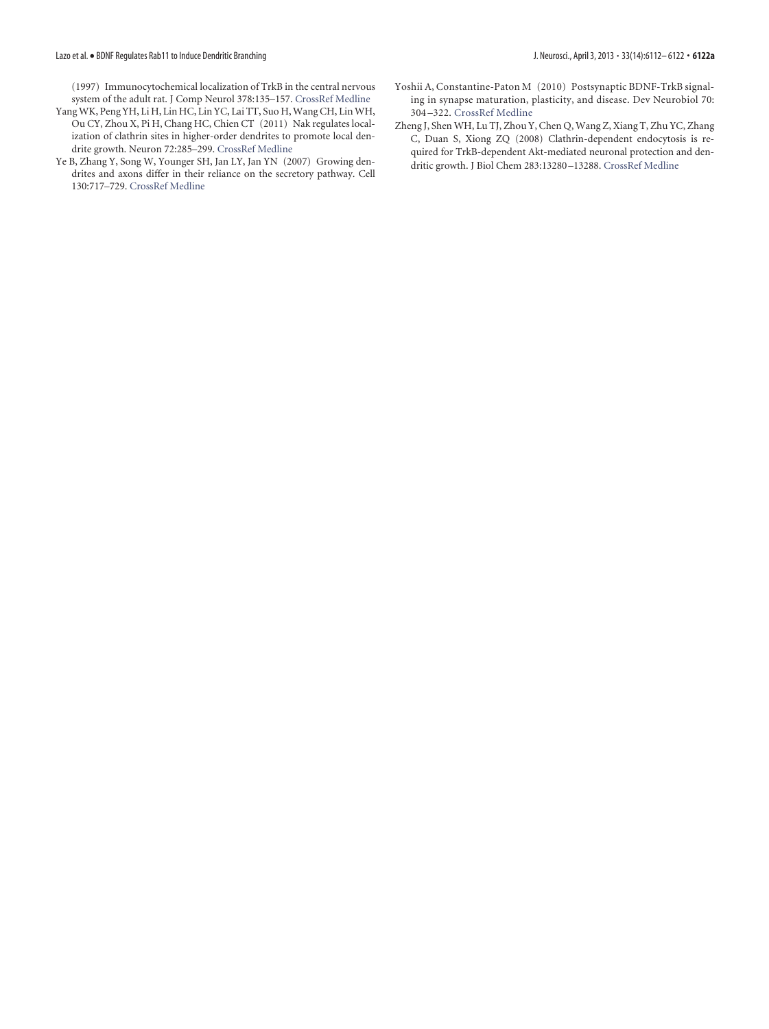(1997) Immunocytochemical localization of TrkB in the central nervous system of the adult rat. J Comp Neurol 378:135–157. CrossRef Medline

Yang WK, Peng YH, Li H, Lin HC, Lin YC, Lai TT, Suo H, Wang CH, Lin WH, Ou CY, Zhou X, Pi H, Chang HC, Chien CT (2011) Nak regulates localization of clathrin sites in higher-order dendrites to promote local dendrite growth. Neuron 72:285–299. CrossRef Medline

Ye B, Zhang Y, Song W, Younger SH, Jan LY, Jan YN (2007) Growing dendrites and axons differ in their reliance on the secretory pathway. Cell 130:717–729. CrossRef Medline

Yoshii A, Constantine-Paton M (2010) Postsynaptic BDNF-TrkB signaling in synapse maturation, plasticity, and disease. Dev Neurobiol 70: 304–322. CrossRef Medline

Zheng J, Shen WH, Lu TJ, Zhou Y, Chen Q, Wang Z, Xiang T, Zhu YC, Zhang C, Duan S, Xiong ZQ (2008) Clathrin-dependent endocytosis is required for TrkB-dependent Akt-mediated neuronal protection and dendritic growth. J Biol Chem 283:13280–13288. CrossRef Medline